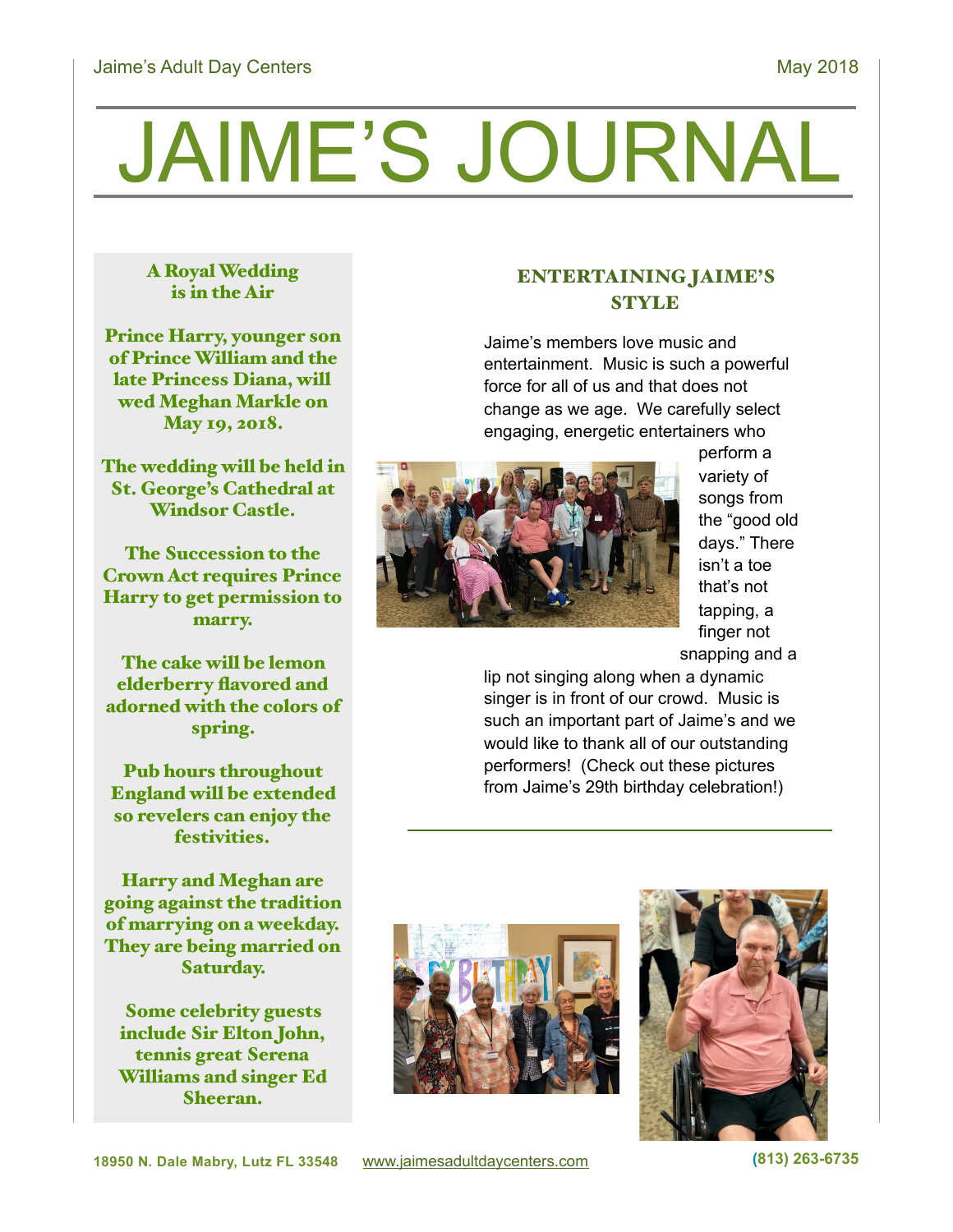# JAIME'S JOURNAL

Jaime's Adult Day Centers — May 2018

### A Royal Wedding is in the Air

**Prince Harry, younger son of Prince William and the late Princess Diana, will wed Meghan Markle on May 19, 2018.**

**The wedding will be held in St. George's Cathedral at Windsor Castle.**

**The Succession to the Crown Act requires Prince Harry to get permission to marry.**

**The cake will be lemon elderberry flavored and adorned with the colors of spring.**

**Pub hours throughout England will be extended so revelers can enjoy the festivities.**

**Harry and Meghan are going against the tradition of marrying on a weekday. They are being married on Saturday.**

**Some celebrity guests include Sir Elton John, tennis great Serena Williams and singer Ed Sheeran.**

## ENTERTAINING JAIME'S STYLE

Jaime's members love music and entertainment. Music is such a powerful force for all of us and that does not change as we age. We carefully select engaging, energetic entertainers who perform a variety of songs from the "good old days." There isn't a toe that's not tapping, a finger not snapping and a lip not singing along when a dynamic singer is in front of our crowd. Music is such an important part of Jaime's and we would like to thank all of our outstanding performers! (Check out these pictures from Jaime's 29th birthday celebration!)

18950 N. Dale Mabry, Lutz FL 33548 www.jaimesadultdaycenters.com (813) 263-6735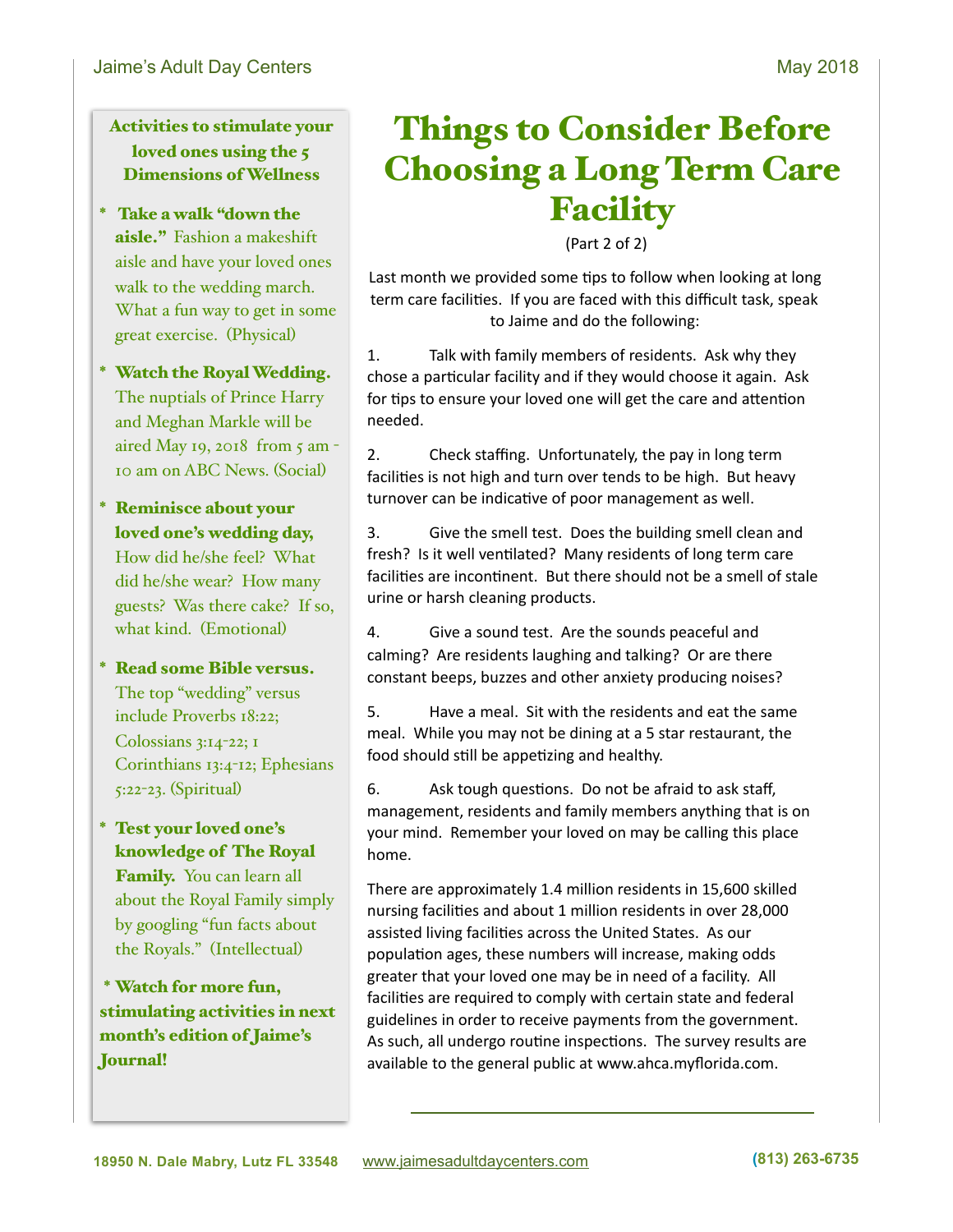## Activities to stimulate your loved ones using the 5 Dimensions of Wellness

- **Take a walk "down the aisle."** Fashion a makeshift aisle and have your loved ones walk to the wedding march. What a fun way to get in some great exercise. (Physical)
- **Watch the Royal Wedding.** The nuptials of Prince Harry and Meghan Markle will be aired May 19, 2018 from 5 am - 10 am on ABC News. (Social)
- **Reminisce about your loved one's wedding day,** How did he/she feel? What did he/she wear? How many guests? Was there cake? If so, what kind. (Emotional)
- **Read some Bible versus.** The top "wedding" versus include Proverbs 18:22; Colossians 3:14-22; 1 Corinthians 13:4-12; Ephesians 5:22-23. (Spiritual)
- **Test your loved one's knowledge of The Royal Family.** You can learn all about the Royal Family simply by googling "fun facts about the Royals." (Intellectual)

**\* Watch for more fun, stimulating activities in next month's edition of Jaime's Journal!**

# Things to Consider Before Choosing a Long Term Care Facility

(Part 2 of 2)

Last month we provided some tips to follow when looking at long term care facilities. If you are faced with this difficult task, speak to Jaime and do the following:

1. Talk with family members of residents. Ask why they chose a particular facility and if they would choose it again. Ask for tips to ensure your loved one will get the care and attention needed.

2. Check staffing. Unfortunately, the pay in long term facilities is not high and turn over tends to be high. But heavy turnover can be indicative of poor management as well.

3. Give the smell test. Does the building smell clean and fresh? Is it well ventilated? Many residents of long term care facilities are incontinent. But there should not be a smell of stale urine or harsh cleaning products.

4. Give a sound test. Are the sounds peaceful and calming? Are residents laughing and talking? Or are there constant beeps, buzzes and other anxiety producing noises?

5. Have a meal. Sit with the residents and eat the same meal. While you may not be dining at a 5 star restaurant, the food should still be appetizing and healthy.

6. Ask tough questions. Do not be afraid to ask staff, management, residents and family members anything that is on your mind. Remember your loved on may be calling this place home.

There are approximately 1.4 million residents in 15,600 skilled nursing facilities and about 1 million residents in over 28,000 assisted living facilities across the United States. As our population ages, these numbers will increase, making odds greater that your loved one may be in need of a facility. All facilities are required to comply with certain state and federal guidelines in order to receive payments from the government. As such, all undergo routine inspections. The survey results are available to the general public at www.ahca.myflorida.com.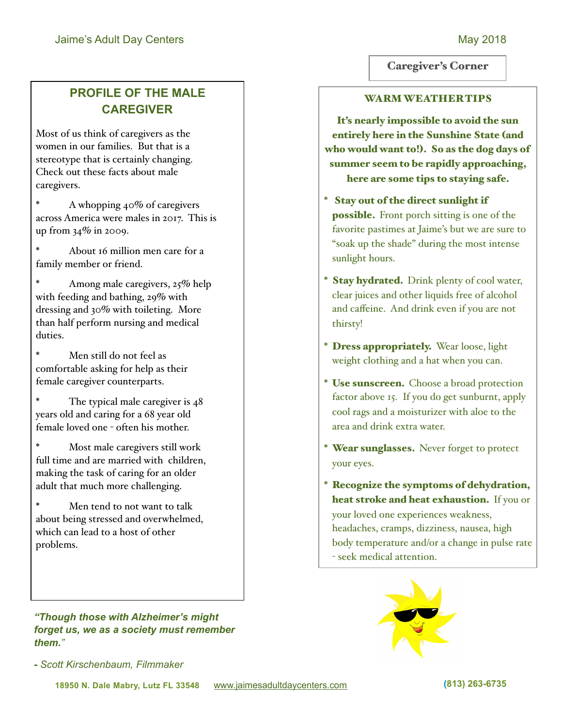## PROFILE OF THE MALE CAREGIVER

Most of us think of caregivers as the women in our families. But that is a stereotype that is certainly changing. Check out these facts about male caregivers.

* A whopping 40% of caregivers across America were males in 2017. This is up from 34% in 2009.
* About 16 million men care for a family member or friend.
* Among male caregivers, 25% help with feeding and bathing, 29% with dressing and 30% with toileting. More than half perform nursing and medical duties.
* Men still do not feel as comfortable asking for help as their female caregiver counterparts.
* The typical male caregiver is 48 years old and caring for a 68 year old female loved one - often his mother.
* Most male caregivers still work full time and are married with children, making the task of caring for an older adult that much more challenging.
* Men tend to not want to talk about being stressed and overwhelmed, which can lead to a host of other problems.

***"Though those with Alzheimer's might forget us, we as a society must remember them."***

*- Scott Kirschenbaum, Filmmaker*

## Caregiver's Corner

### WARM WEATHER TIPS

**It's nearly impossible to avoid the sun entirely here in the Sunshine State (and who would want to!). So as the dog days of summer seem to be rapidly approaching, here are some tips to staying safe.**

* **Stay out of the direct sunlight if possible.** Front porch sitting is one of the favorite pastimes at Jaime's but we are sure to "soak up the shade" during the most intense sunlight hours.
* **Stay hydrated.** Drink plenty of cool water, clear juices and other liquids free of alcohol and caffeine. And drink even if you are not thirsty!
* **Dress appropriately.** Wear loose, light weight clothing and a hat when you can.
* **Use sunscreen.** Choose a broad protection factor above 15. If you do get sunburnt, apply cool rags and a moisturizer with aloe to the area and drink extra water.
* **Wear sunglasses.** Never forget to protect your eyes.
* **Recognize the symptoms of dehydration, heat stroke and heat exhaustion.** If you or your loved one experiences weakness, headaches, cramps, dizziness, nausea, high body temperature and/or a change in pulse rate - seek medical attention.

18950 N. Dale Mabry, Lutz FL 33548 www.jaimesadultdaycenters.com (813) 263-6735